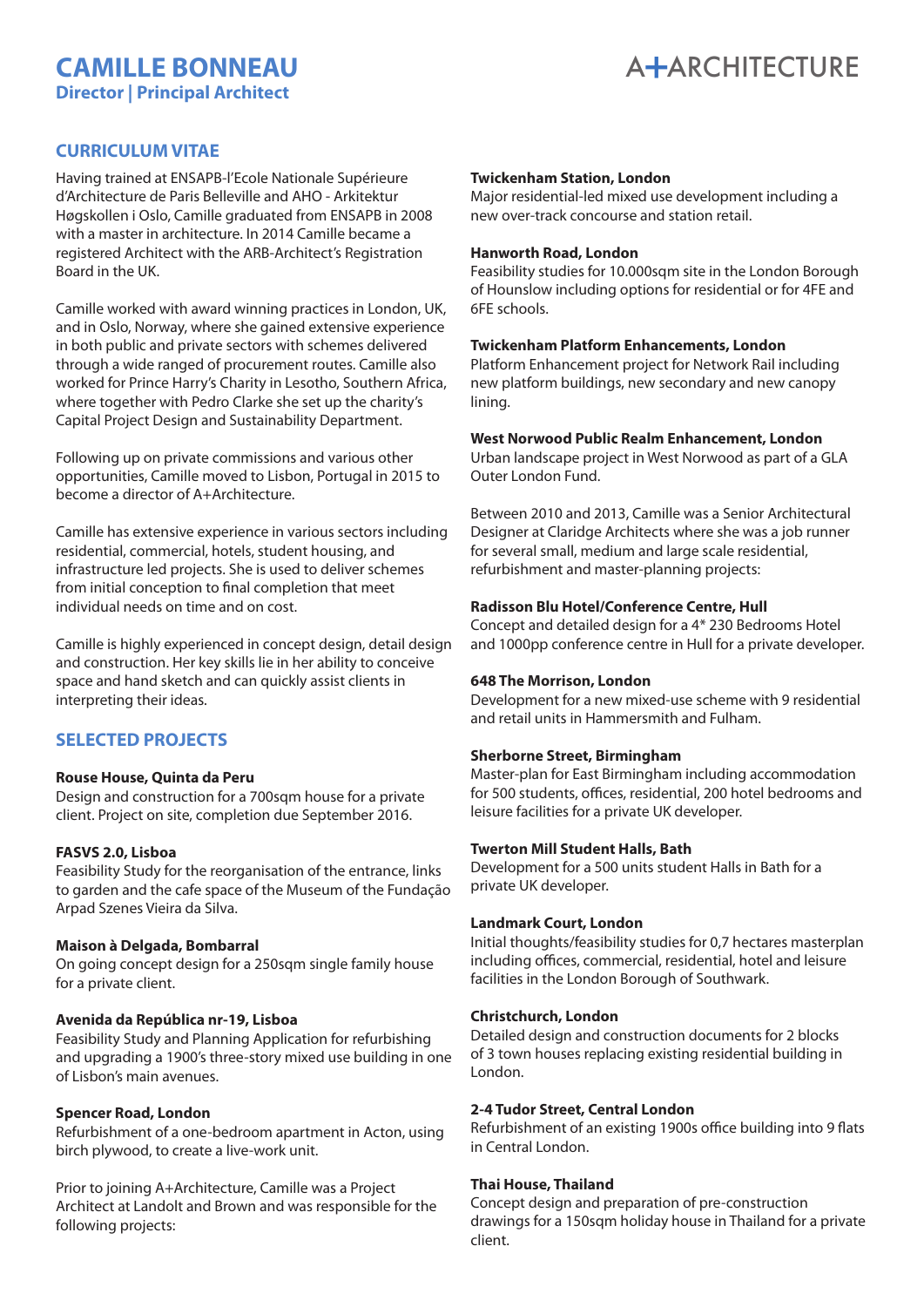# CAMILLE BONNEAU

**Director | Principal Architect**

A+ARCHITECTURE

## CURRICULUM VITAE

Having trained at ENSAPB-l'Ecole Nationale Supérieure d'Architecture de Paris Belleville and AHO - Arkitektur Høgskollen i Oslo, Camille graduated from ENSAPB in 2008 with a master in architecture. In 2014 Camille became a registered Architect with the ARB-Architect's Registration Board in the UK.

Camille worked with award winning practices in London, UK, and in Oslo, Norway, where she gained extensive experience in both public and private sectors with schemes delivered through a wide ranged of procurement routes. Camille also worked for Prince Harry's Charity in Lesotho, Southern Africa, where together with Pedro Clarke she set up the charity's Capital Project Design and Sustainability Department.

Following up on private commissions and various other opportunities, Camille moved to Lisbon, Portugal in 2015 to become a director of A+Architecture.

Camille has extensive experience in various sectors including residential, commercial, hotels, student housing, and infrastructure led projects. She is used to deliver schemes from initial conception to final completion that meet individual needs on time and on cost.

Camille is highly experienced in concept design, detail design and construction. Her key skills lie in her ability to conceive space and hand sketch and can quickly assist clients in interpreting their ideas.

## SELECTED PROJECTS

**Rouse House, Quinta da Peru**
Design and construction for a 700sqm house for a private client. Project on site, completion due September 2016.

**FASVS 2.0, Lisboa**
Feasibility Study for the reorganisation of the entrance, links to garden and the cafe space of the Museum of the Fundação Arpad Szenes Vieira da Silva.

**Maison à Delgada, Bombarral**
On going concept design for a 250sqm single family house for a private client.

**Avenida da República nr-19, Lisboa**
Feasibility Study and Planning Application for refurbishing and upgrading a 1900's three-story mixed use building in one of Lisbon's main avenues.

**Spencer Road, London**
Refurbishment of a one-bedroom apartment in Acton, using birch plywood, to create a live-work unit.

Prior to joining A+Architecture, Camille was a Project Architect at Landolt and Brown and was responsible for the following projects:

**Twickenham Station, London**
Major residential-led mixed use development including a new over-track concourse and station retail.

**Hanworth Road, London**
Feasibility studies for 10.000sqm site in the London Borough of Hounslow including options for residential or for 4FE and 6FE schools.

**Twickenham Platform Enhancements, London**
Platform Enhancement project for Network Rail including new platform buildings, new secondary and new canopy lining.

**West Norwood Public Realm Enhancement, London**
Urban landscape project in West Norwood as part of a GLA Outer London Fund.

Between 2010 and 2013, Camille was a Senior Architectural Designer at Claridge Architects where she was a job runner for several small, medium and large scale residential, refurbishment and master-planning projects:

**Radisson Blu Hotel/Conference Centre, Hull**
Concept and detailed design for a 4* 230 Bedrooms Hotel and 1000pp conference centre in Hull for a private developer.

**648 The Morrison, London**
Development for a new mixed-use scheme with 9 residential and retail units in Hammersmith and Fulham.

**Sherborne Street, Birmingham**
Master-plan for East Birmingham including accommodation for 500 students, offices, residential, 200 hotel bedrooms and leisure facilities for a private UK developer.

**Twerton Mill Student Halls, Bath**
Development for a 500 units student Halls in Bath for a private UK developer.

**Landmark Court, London**
Initial thoughts/feasibility studies for 0,7 hectares masterplan including offices, commercial, residential, hotel and leisure facilities in the London Borough of Southwark.

**Christchurch, London**
Detailed design and construction documents for 2 blocks of 3 town houses replacing existing residential building in London.

**2-4 Tudor Street, Central London**
Refurbishment of an existing 1900s office building into 9 flats in Central London.

**Thai House, Thailand**
Concept design and preparation of pre-construction drawings for a 150sqm holiday house in Thailand for a private client.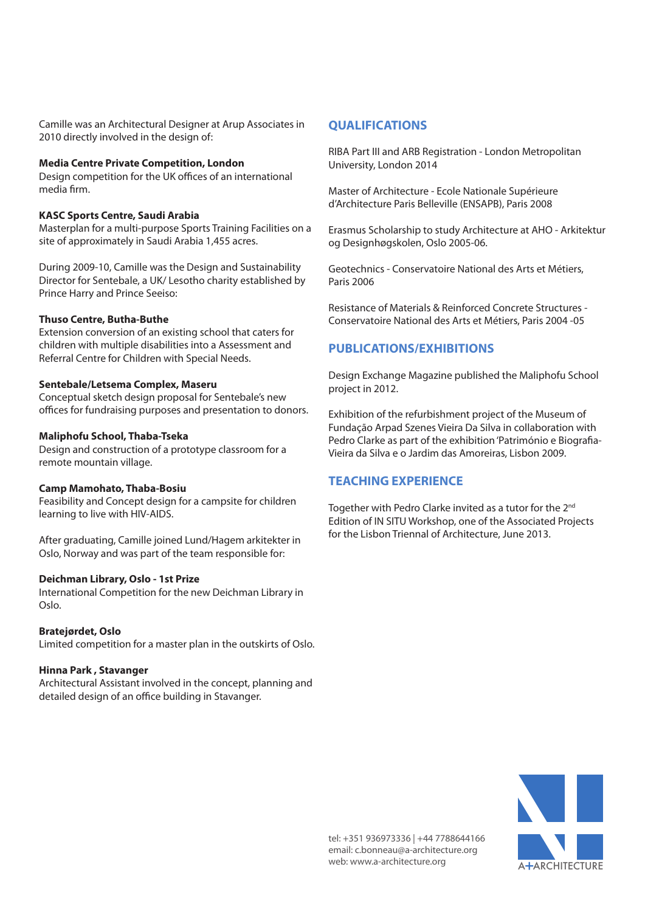Camille was an Architectural Designer at Arup Associates in 2010 directly involved in the design of:

**Media Centre Private Competition, London**
Design competition for the UK offices of an international media firm.

**KASC Sports Centre, Saudi Arabia**
Masterplan for a multi-purpose Sports Training Facilities on a site of approximately in Saudi Arabia 1,455 acres.

During 2009-10, Camille was the Design and Sustainability Director for Sentebale, a UK/ Lesotho charity established by Prince Harry and Prince Seeiso:

**Thuso Centre, Butha-Buthe**
Extension conversion of an existing school that caters for children with multiple disabilities into a Assessment and Referral Centre for Children with Special Needs.

**Sentebale/Letsema Complex, Maseru**
Conceptual sketch design proposal for Sentebale's new offices for fundraising purposes and presentation to donors.

**Maliphofu School, Thaba-Tseka**
Design and construction of a prototype classroom for a remote mountain village.

**Camp Mamohato, Thaba-Bosiu**
Feasibility and Concept design for a campsite for children learning to live with HIV-AIDS.

After graduating, Camille joined Lund/Hagem arkitekter in Oslo, Norway and was part of the team responsible for:

**Deichman Library, Oslo - 1st Prize**
International Competition for the new Deichman Library in Oslo.

**Bratejørdet, Oslo**
Limited competition for a master plan in the outskirts of Oslo.

**Hinna Park , Stavanger**
Architectural Assistant involved in the concept, planning and detailed design of an office building in Stavanger.

## QUALIFICATIONS

RIBA Part III and ARB Registration - London Metropolitan University, London 2014

Master of Architecture - Ecole Nationale Supérieure d'Architecture Paris Belleville (ENSAPB), Paris 2008

Erasmus Scholarship to study Architecture at AHO - Arkitektur og Designhøgskolen, Oslo 2005-06.

Geotechnics - Conservatoire National des Arts et Métiers, Paris 2006

Resistance of Materials & Reinforced Concrete Structures - Conservatoire National des Arts et Métiers, Paris 2004 -05

## PUBLICATIONS/EXHIBITIONS

Design Exchange Magazine published the Maliphofu School project in 2012.

Exhibition of the refurbishment project of the Museum of Fundação Arpad Szenes Vieira Da Silva in collaboration with Pedro Clarke as part of the exhibition 'Património e Biografia-Vieira da Silva e o Jardim das Amoreiras, Lisbon 2009.

## TEACHING EXPERIENCE

Together with Pedro Clarke invited as a tutor for the 2nd Edition of IN SITU Workshop, one of the Associated Projects for the Lisbon Triennal of Architecture, June 2013.

tel: +351 936973336 | +44 7788644166
email: c.bonneau@a-architecture.org
web: www.a-architecture.org

A+ARCHITECTURE